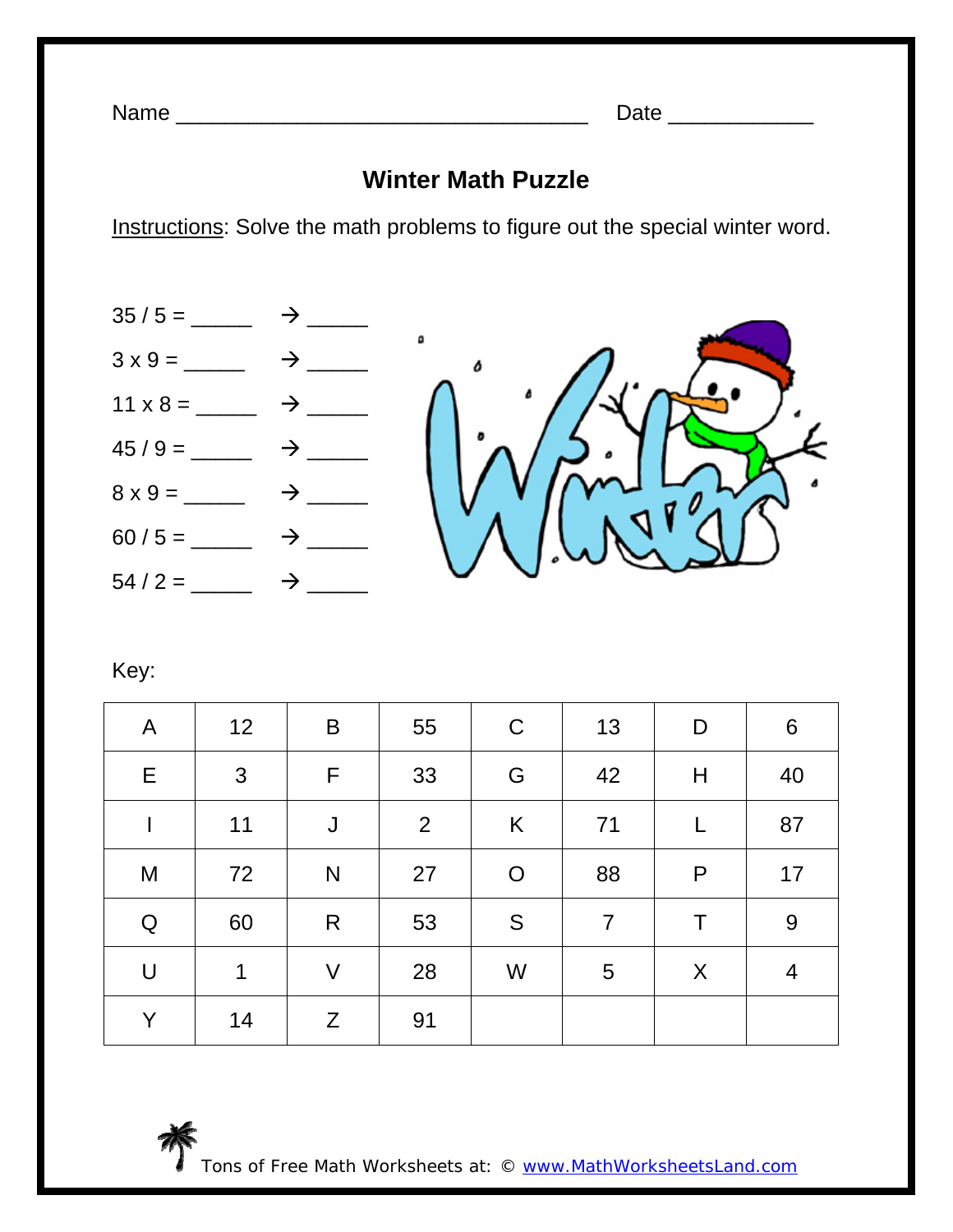Name ______________________________ Date ___________

## Winter Math Puzzle

Instructions: Solve the math problems to figure out the special winter word.

35 / 5 = _____ → _____

3 x 9 = _____ → _____

11 x 8 = _____ → _____

45 / 9 = _____ → _____

8 x 9 = _____ → _____

60 / 5 = _____ → _____

54 / 2 = _____ → _____

Key:

| A | 12 | B | 55 | C | 13 | D | 6 |
|---|---|---|---|---|---|---|---|
| E | 3 | F | 33 | G | 42 | H | 40 |
| I | 11 | J | 2 | K | 71 | L | 87 |
| M | 72 | N | 27 | O | 88 | P | 17 |
| Q | 60 | R | 53 | S | 7 | T | 9 |
| U | 1 | V | 28 | W | 5 | X | 4 |
| Y | 14 | Z | 91 | | | | |

Tons of Free Math Worksheets at: © www.MathWorksheetsLand.com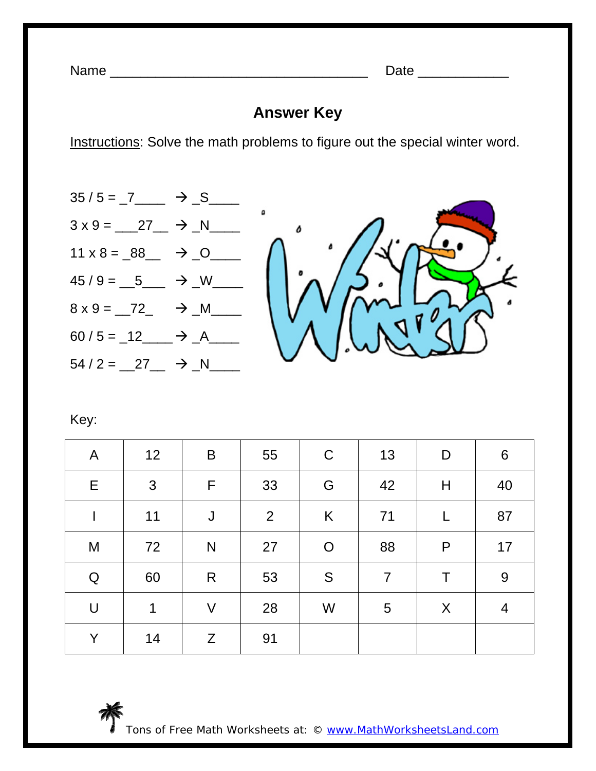Name ___________________________________ Date ____________

## Answer Key

Instructions: Solve the math problems to figure out the special winter word.

35 / 5 = _7____ → _S____

3 x 9 = ___27__ → _N____

11 x 8 = _88__ → _O____

45 / 9 = __5___ → _W____

8 x 9 = __72_ → _M____

60 / 5 = _12____ → _A____

54 / 2 = __27__ → _N____

Key:

| | | | | | | | |
|---|---|---|---|---|---|---|---|
| A | 12 | B | 55 | C | 13 | D | 6 |
| E | 3 | F | 33 | G | 42 | H | 40 |
| I | 11 | J | 2 | K | 71 | L | 87 |
| M | 72 | N | 27 | O | 88 | P | 17 |
| Q | 60 | R | 53 | S | 7 | T | 9 |
| U | 1 | V | 28 | W | 5 | X | 4 |
| Y | 14 | Z | 91 | | | | |

Tons of Free Math Worksheets at: © www.MathWorksheetsLand.com